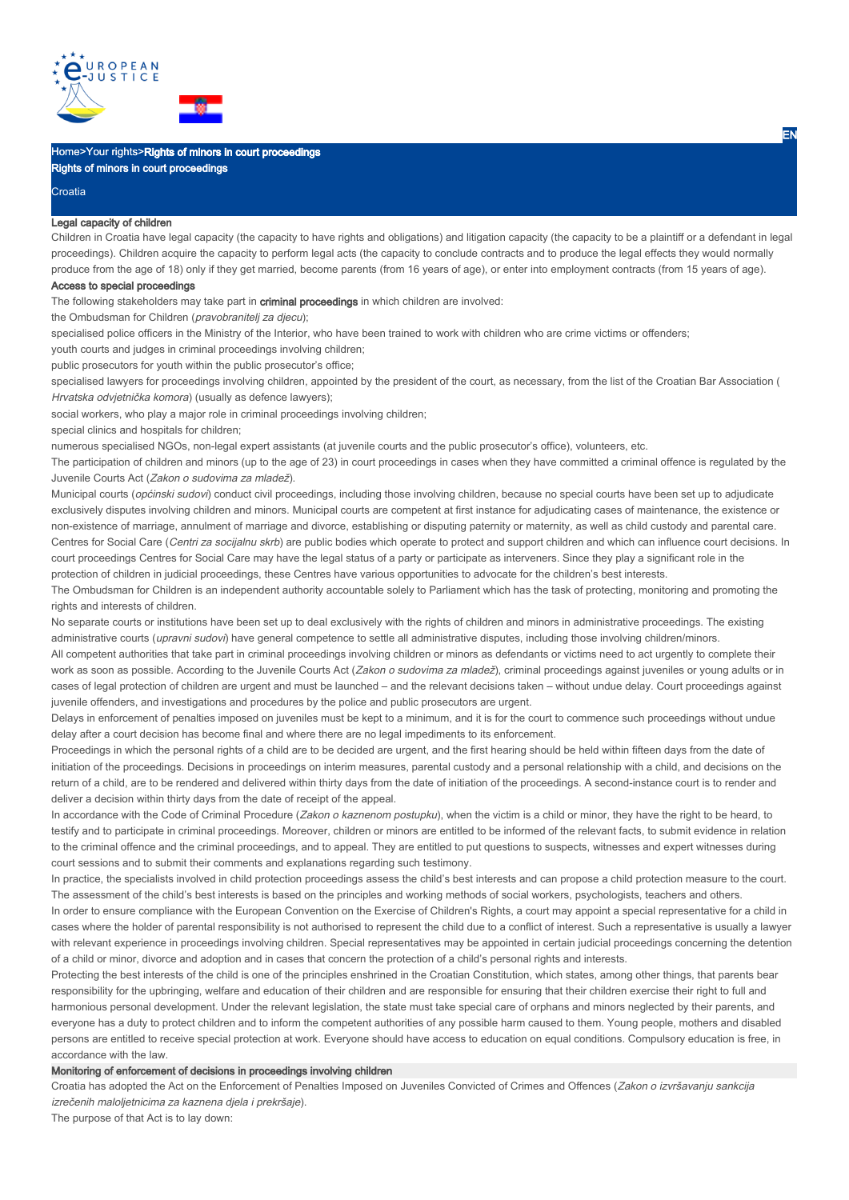Home>Your rights>Rights of minors in court proceedings

# Rights of minors in court proceedings

Croatia

## Legal capacity of children

Children in Croatia have legal capacity (the capacity to have rights and obligations) and litigation capacity (the capacity to be a plaintiff or a defendant in legal proceedings). Children acquire the capacity to perform legal acts (the capacity to conclude contracts and to produce the legal effects they would normally produce from the age of 18) only if they get married, become parents (from 16 years of age), or enter into employment contracts (from 15 years of age).

## Access to special proceedings

The following stakeholders may take part in **criminal proceedings** in which children are involved:

the Ombudsman for Children (*pravobranitelj za djecu*);

specialised police officers in the Ministry of the Interior, who have been trained to work with children who are crime victims or offenders;

youth courts and judges in criminal proceedings involving children;

public prosecutors for youth within the public prosecutor's office;

specialised lawyers for proceedings involving children, appointed by the president of the court, as necessary, from the list of the Croatian Bar Association (*Hrvatska odvjetnička komora*) (usually as defence lawyers);

social workers, who play a major role in criminal proceedings involving children;

special clinics and hospitals for children;

numerous specialised NGOs, non-legal expert assistants (at juvenile courts and the public prosecutor's office), volunteers, etc.

The participation of children and minors (up to the age of 23) in court proceedings in cases when they have committed a criminal offence is regulated by the Juvenile Courts Act (*Zakon o sudovima za mladež*).

Municipal courts (*općinski sudovi*) conduct civil proceedings, including those involving children, because no special courts have been set up to adjudicate exclusively disputes involving children and minors. Municipal courts are competent at first instance for adjudicating cases of maintenance, the existence or non-existence of marriage, annulment of marriage and divorce, establishing or disputing paternity or maternity, as well as child custody and parental care. Centres for Social Care (*Centri za socijalnu skrb*) are public bodies which operate to protect and support children and which can influence court decisions. In court proceedings Centres for Social Care may have the legal status of a party or participate as interveners. Since they play a significant role in the protection of children in judicial proceedings, these Centres have various opportunities to advocate for the children's best interests.

The Ombudsman for Children is an independent authority accountable solely to Parliament which has the task of protecting, monitoring and promoting the rights and interests of children.

No separate courts or institutions have been set up to deal exclusively with the rights of children and minors in administrative proceedings. The existing administrative courts (*upravni sudovi*) have general competence to settle all administrative disputes, including those involving children/minors.

All competent authorities that take part in criminal proceedings involving children or minors as defendants or victims need to act urgently to complete their work as soon as possible. According to the Juvenile Courts Act (*Zakon o sudovima za mladež*), criminal proceedings against juveniles or young adults or in cases of legal protection of children are urgent and must be launched – and the relevant decisions taken – without undue delay. Court proceedings against juvenile offenders, and investigations and procedures by the police and public prosecutors are urgent.

Delays in enforcement of penalties imposed on juveniles must be kept to a minimum, and it is for the court to commence such proceedings without undue delay after a court decision has become final and where there are no legal impediments to its enforcement.

Proceedings in which the personal rights of a child are to be decided are urgent, and the first hearing should be held within fifteen days from the date of initiation of the proceedings. Decisions in proceedings on interim measures, parental custody and a personal relationship with a child, and decisions on the return of a child, are to be rendered and delivered within thirty days from the date of initiation of the proceedings. A second-instance court is to render and deliver a decision within thirty days from the date of receipt of the appeal.

In accordance with the Code of Criminal Procedure (*Zakon o kaznenom postupku*), when the victim is a child or minor, they have the right to be heard, to testify and to participate in criminal proceedings. Moreover, children or minors are entitled to be informed of the relevant facts, to submit evidence in relation to the criminal offence and the criminal proceedings, and to appeal. They are entitled to put questions to suspects, witnesses and expert witnesses during court sessions and to submit their comments and explanations regarding such testimony.

In practice, the specialists involved in child protection proceedings assess the child's best interests and can propose a child protection measure to the court. The assessment of the child's best interests is based on the principles and working methods of social workers, psychologists, teachers and others.

In order to ensure compliance with the European Convention on the Exercise of Children's Rights, a court may appoint a special representative for a child in cases where the holder of parental responsibility is not authorised to represent the child due to a conflict of interest. Such a representative is usually a lawyer with relevant experience in proceedings involving children. Special representatives may be appointed in certain judicial proceedings concerning the detention of a child or minor, divorce and adoption and in cases that concern the protection of a child's personal rights and interests.

Protecting the best interests of the child is one of the principles enshrined in the Croatian Constitution, which states, among other things, that parents bear responsibility for the upbringing, welfare and education of their children and are responsible for ensuring that their children exercise their right to full and harmonious personal development. Under the relevant legislation, the state must take special care of orphans and minors neglected by their parents, and everyone has a duty to protect children and to inform the competent authorities of any possible harm caused to them. Young people, mothers and disabled persons are entitled to receive special protection at work. Everyone should have access to education on equal conditions. Compulsory education is free, in accordance with the law.

## Monitoring of enforcement of decisions in proceedings involving children

Croatia has adopted the Act on the Enforcement of Penalties Imposed on Juveniles Convicted of Crimes and Offences (*Zakon o izvršavanju sankcija izrečenih maloljetnicima za kaznena djela i prekršaje*).

The purpose of that Act is to lay down: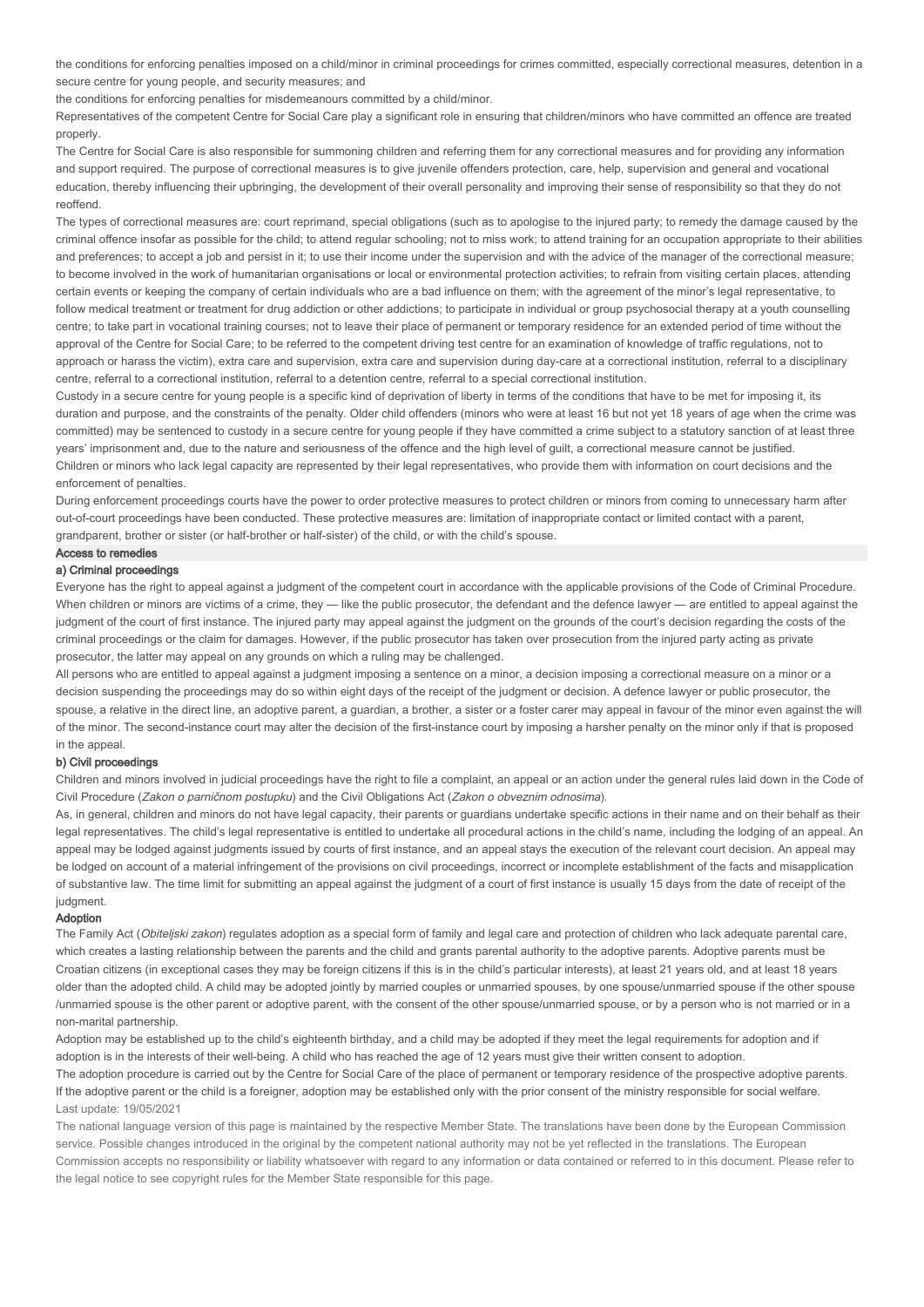the conditions for enforcing penalties imposed on a child/minor in criminal proceedings for crimes committed, especially correctional measures, detention in a secure centre for young people, and security measures; and

the conditions for enforcing penalties for misdemeanours committed by a child/minor.

Representatives of the competent Centre for Social Care play a significant role in ensuring that children/minors who have committed an offence are treated properly.

The Centre for Social Care is also responsible for summoning children and referring them for any correctional measures and for providing any information and support required. The purpose of correctional measures is to give juvenile offenders protection, care, help, supervision and general and vocational education, thereby influencing their upbringing, the development of their overall personality and improving their sense of responsibility so that they do not reoffend.

The types of correctional measures are: court reprimand, special obligations (such as to apologise to the injured party; to remedy the damage caused by the criminal offence insofar as possible for the child; to attend regular schooling; not to miss work; to attend training for an occupation appropriate to their abilities and preferences; to accept a job and persist in it; to use their income under the supervision and with the advice of the manager of the correctional measure; to become involved in the work of humanitarian organisations or local or environmental protection activities; to refrain from visiting certain places, attending certain events or keeping the company of certain individuals who are a bad influence on them; with the agreement of the minor's legal representative, to follow medical treatment or treatment for drug addiction or other addictions; to participate in individual or group psychosocial therapy at a youth counselling centre; to take part in vocational training courses; not to leave their place of permanent or temporary residence for an extended period of time without the approval of the Centre for Social Care; to be referred to the competent driving test centre for an examination of knowledge of traffic regulations, not to approach or harass the victim), extra care and supervision, extra care and supervision during day-care at a correctional institution, referral to a disciplinary centre, referral to a correctional institution, referral to a detention centre, referral to a special correctional institution.

Custody in a secure centre for young people is a specific kind of deprivation of liberty in terms of the conditions that have to be met for imposing it, its duration and purpose, and the constraints of the penalty. Older child offenders (minors who were at least 16 but not yet 18 years of age when the crime was committed) may be sentenced to custody in a secure centre for young people if they have committed a crime subject to a statutory sanction of at least three years' imprisonment and, due to the nature and seriousness of the offence and the high level of guilt, a correctional measure cannot be justified.

Children or minors who lack legal capacity are represented by their legal representatives, who provide them with information on court decisions and the enforcement of penalties.

During enforcement proceedings courts have the power to order protective measures to protect children or minors from coming to unnecessary harm after out-of-court proceedings have been conducted. These protective measures are: limitation of inappropriate contact or limited contact with a parent, grandparent, brother or sister (or half-brother or half-sister) of the child, or with the child's spouse.

## Access to remedies

### a) Criminal proceedings

Everyone has the right to appeal against a judgment of the competent court in accordance with the applicable provisions of the Code of Criminal Procedure. When children or minors are victims of a crime, they — like the public prosecutor, the defendant and the defence lawyer — are entitled to appeal against the judgment of the court of first instance. The injured party may appeal against the judgment on the grounds of the court's decision regarding the costs of the criminal proceedings or the claim for damages. However, if the public prosecutor has taken over prosecution from the injured party acting as private prosecutor, the latter may appeal on any grounds on which a ruling may be challenged.

All persons who are entitled to appeal against a judgment imposing a sentence on a minor, a decision imposing a correctional measure on a minor or a decision suspending the proceedings may do so within eight days of the receipt of the judgment or decision. A defence lawyer or public prosecutor, the spouse, a relative in the direct line, an adoptive parent, a guardian, a brother, a sister or a foster carer may appeal in favour of the minor even against the will of the minor. The second-instance court may alter the decision of the first-instance court by imposing a harsher penalty on the minor only if that is proposed in the appeal.

### b) Civil proceedings

Children and minors involved in judicial proceedings have the right to file a complaint, an appeal or an action under the general rules laid down in the Code of Civil Procedure (*Zakon o parničnom postupku*) and the Civil Obligations Act (*Zakon o obveznim odnosima*).

As, in general, children and minors do not have legal capacity, their parents or guardians undertake specific actions in their name and on their behalf as their legal representatives. The child's legal representative is entitled to undertake all procedural actions in the child's name, including the lodging of an appeal. An appeal may be lodged against judgments issued by courts of first instance, and an appeal stays the execution of the relevant court decision. An appeal may be lodged on account of a material infringement of the provisions on civil proceedings, incorrect or incomplete establishment of the facts and misapplication of substantive law. The time limit for submitting an appeal against the judgment of a court of first instance is usually 15 days from the date of receipt of the judgment.

## Adoption

The Family Act (*Obiteljski zakon*) regulates adoption as a special form of family and legal care and protection of children who lack adequate parental care, which creates a lasting relationship between the parents and the child and grants parental authority to the adoptive parents. Adoptive parents must be Croatian citizens (in exceptional cases they may be foreign citizens if this is in the child's particular interests), at least 21 years old, and at least 18 years older than the adopted child. A child may be adopted jointly by married couples or unmarried spouses, by one spouse/unmarried spouse if the other spouse /unmarried spouse is the other parent or adoptive parent, with the consent of the other spouse/unmarried spouse, or by a person who is not married or in a non-marital partnership.

Adoption may be established up to the child's eighteenth birthday, and a child may be adopted if they meet the legal requirements for adoption and if adoption is in the interests of their well-being. A child who has reached the age of 12 years must give their written consent to adoption.

The adoption procedure is carried out by the Centre for Social Care of the place of permanent or temporary residence of the prospective adoptive parents. If the adoptive parent or the child is a foreigner, adoption may be established only with the prior consent of the ministry responsible for social welfare.

Last update: 19/05/2021

The national language version of this page is maintained by the respective Member State. The translations have been done by the European Commission service. Possible changes introduced in the original by the competent national authority may not be yet reflected in the translations. The European Commission accepts no responsibility or liability whatsoever with regard to any information or data contained or referred to in this document. Please refer to the legal notice to see copyright rules for the Member State responsible for this page.